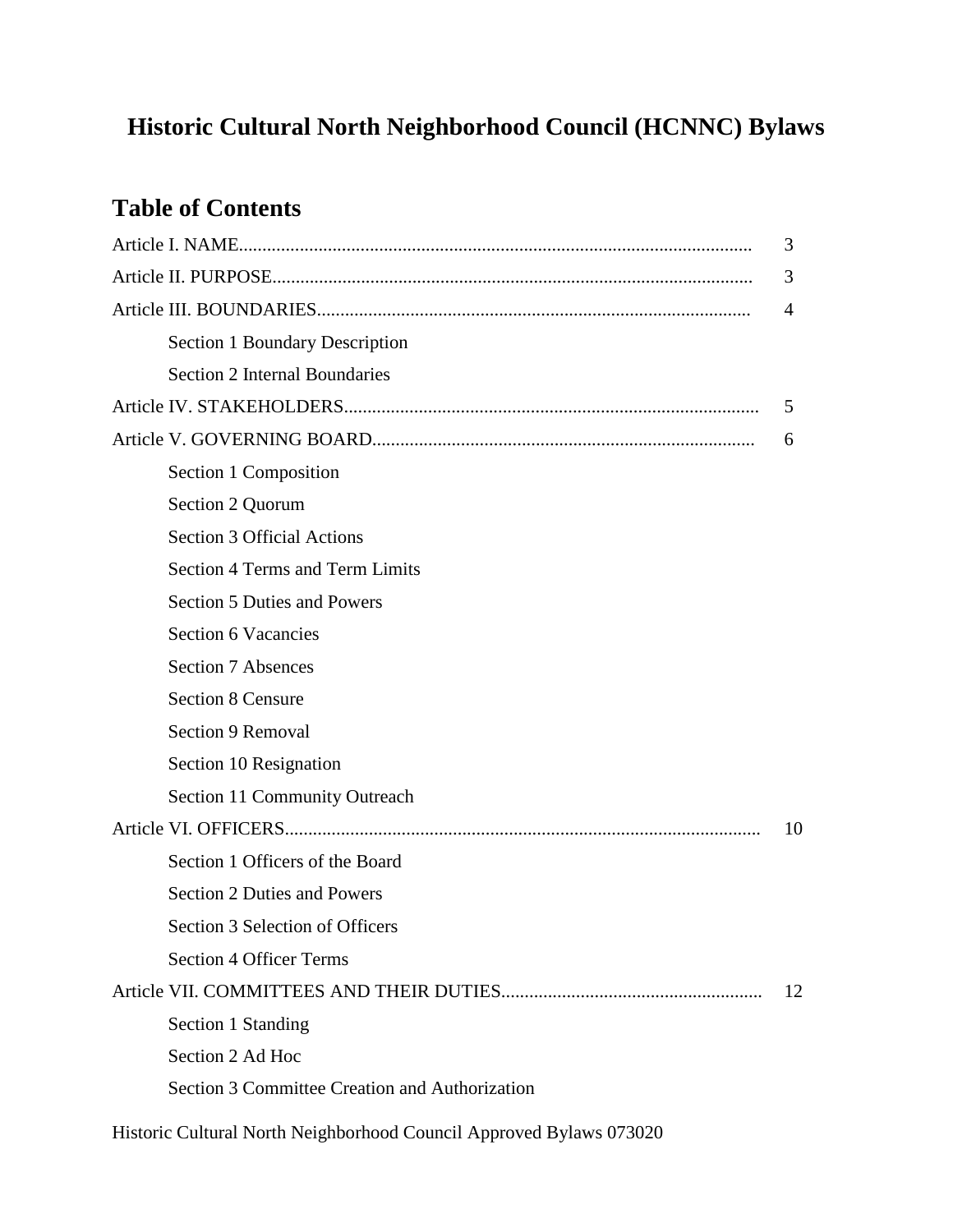# Historic Cultural North Neighborhood Council (HCNNC) Bylaws

## Table of Contents

Article I. NAME.............................................................................................................. 3

Article II. PURPOSE....................................................................................................... 3

Article III. BOUNDARIES............................................................................................. 4

- Section 1 Boundary Description
- Section 2 Internal Boundaries

Article IV. STAKEHOLDERS......................................................................................... 5

Article V. GOVERNING BOARD.................................................................................. 6

- Section 1 Composition
- Section 2 Quorum
- Section 3 Official Actions
- Section 4 Terms and Term Limits
- Section 5 Duties and Powers
- Section 6 Vacancies
- Section 7 Absences
- Section 8 Censure
- Section 9 Removal
- Section 10 Resignation
- Section 11 Community Outreach

Article VI. OFFICERS...................................................................................................... 10

- Section 1 Officers of the Board
- Section 2 Duties and Powers
- Section 3 Selection of Officers
- Section 4 Officer Terms

Article VII. COMMITTEES AND THEIR DUTIES........................................................ 12

- Section 1 Standing
- Section 2 Ad Hoc
- Section 3 Committee Creation and Authorization

Historic Cultural North Neighborhood Council Approved Bylaws 073020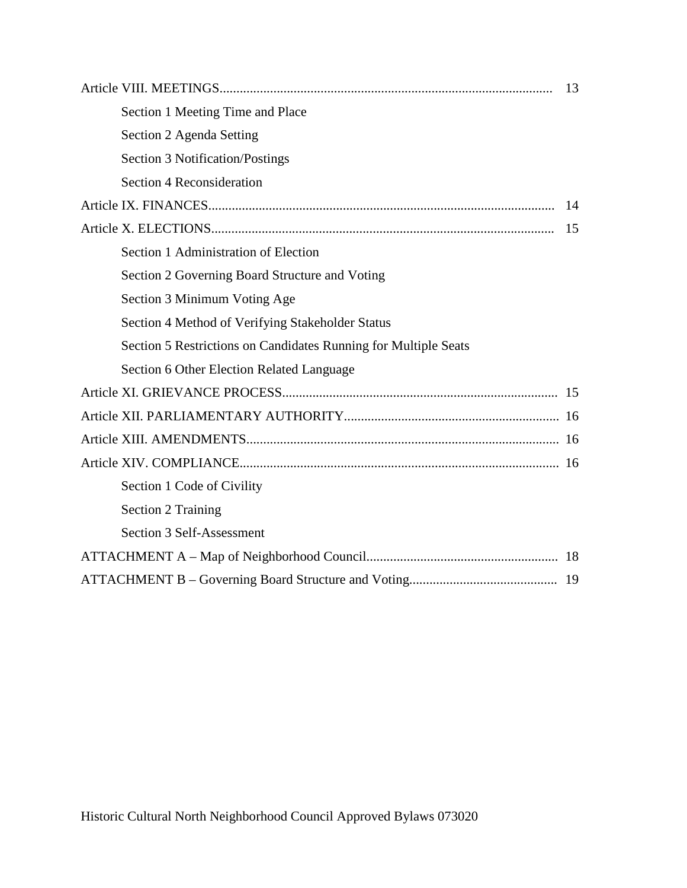Article VIII. MEETINGS.................................................................................................. 13

- Section 1 Meeting Time and Place
- Section 2 Agenda Setting
- Section 3 Notification/Postings
- Section 4 Reconsideration

Article IX. FINANCES...................................................................................................... 14

Article X. ELECTIONS...................................................................................................... 15

- Section 1 Administration of Election
- Section 2 Governing Board Structure and Voting
- Section 3 Minimum Voting Age
- Section 4 Method of Verifying Stakeholder Status
- Section 5 Restrictions on Candidates Running for Multiple Seats
- Section 6 Other Election Related Language

Article XI. GRIEVANCE PROCESS................................................................................. 15

Article XII. PARLIAMENTARY AUTHORITY............................................................... 16

Article XIII. AMENDMENTS............................................................................................ 16

Article XIV. COMPLIANCE.............................................................................................. 16

- Section 1 Code of Civility
- Section 2 Training
- Section 3 Self-Assessment

ATTACHMENT A – Map of Neighborhood Council........................................................ 18

ATTACHMENT B – Governing Board Structure and Voting........................................... 19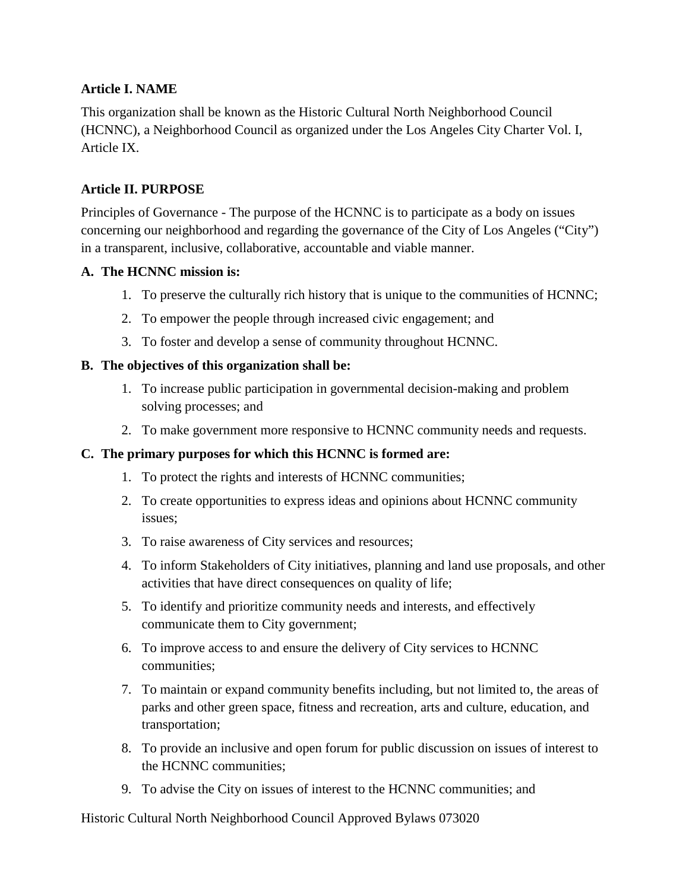## Article I. NAME

This organization shall be known as the Historic Cultural North Neighborhood Council (HCNNC), a Neighborhood Council as organized under the Los Angeles City Charter Vol. I, Article IX.

## Article II. PURPOSE

Principles of Governance - The purpose of the HCNNC is to participate as a body on issues concerning our neighborhood and regarding the governance of the City of Los Angeles ("City") in a transparent, inclusive, collaborative, accountable and viable manner.

**A. The HCNNC mission is:**

1. To preserve the culturally rich history that is unique to the communities of HCNNC;
2. To empower the people through increased civic engagement; and
3. To foster and develop a sense of community throughout HCNNC.

**B. The objectives of this organization shall be:**

1. To increase public participation in governmental decision-making and problem solving processes; and
2. To make government more responsive to HCNNC community needs and requests.

**C. The primary purposes for which this HCNNC is formed are:**

1. To protect the rights and interests of HCNNC communities;
2. To create opportunities to express ideas and opinions about HCNNC community issues;
3. To raise awareness of City services and resources;
4. To inform Stakeholders of City initiatives, planning and land use proposals, and other activities that have direct consequences on quality of life;
5. To identify and prioritize community needs and interests, and effectively communicate them to City government;
6. To improve access to and ensure the delivery of City services to HCNNC communities;
7. To maintain or expand community benefits including, but not limited to, the areas of parks and other green space, fitness and recreation, arts and culture, education, and transportation;
8. To provide an inclusive and open forum for public discussion on issues of interest to the HCNNC communities;
9. To advise the City on issues of interest to the HCNNC communities; and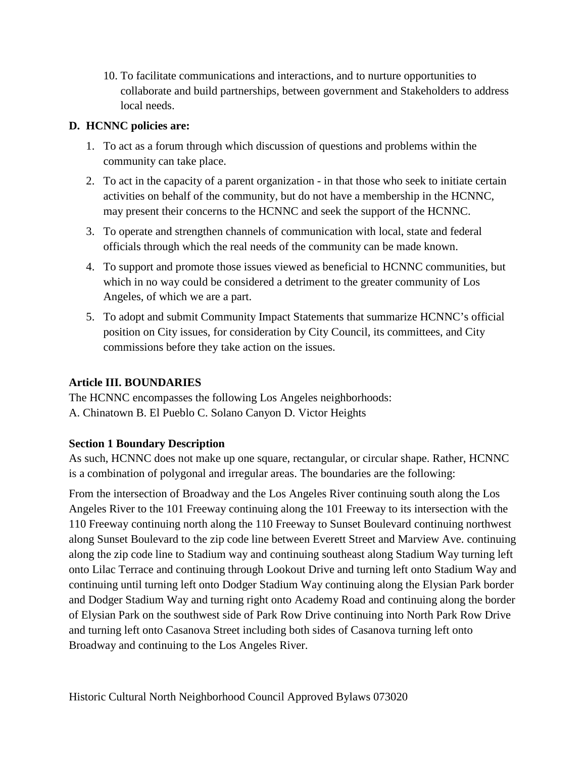10. To facilitate communications and interactions, and to nurture opportunities to collaborate and build partnerships, between government and Stakeholders to address local needs.

**D. HCNNC policies are:**

1. To act as a forum through which discussion of questions and problems within the community can take place.
2. To act in the capacity of a parent organization - in that those who seek to initiate certain activities on behalf of the community, but do not have a membership in the HCNNC, may present their concerns to the HCNNC and seek the support of the HCNNC.
3. To operate and strengthen channels of communication with local, state and federal officials through which the real needs of the community can be made known.
4. To support and promote those issues viewed as beneficial to HCNNC communities, but which in no way could be considered a detriment to the greater community of Los Angeles, of which we are a part.
5. To adopt and submit Community Impact Statements that summarize HCNNC's official position on City issues, for consideration by City Council, its committees, and City commissions before they take action on the issues.

## Article III. BOUNDARIES

The HCNNC encompasses the following Los Angeles neighborhoods:
A. Chinatown B. El Pueblo C. Solano Canyon D. Victor Heights

### Section 1 Boundary Description

As such, HCNNC does not make up one square, rectangular, or circular shape. Rather, HCNNC is a combination of polygonal and irregular areas. The boundaries are the following:

From the intersection of Broadway and the Los Angeles River continuing south along the Los Angeles River to the 101 Freeway continuing along the 101 Freeway to its intersection with the 110 Freeway continuing north along the 110 Freeway to Sunset Boulevard continuing northwest along Sunset Boulevard to the zip code line between Everett Street and Marview Ave. continuing along the zip code line to Stadium way and continuing southeast along Stadium Way turning left onto Lilac Terrace and continuing through Lookout Drive and turning left onto Stadium Way and continuing until turning left onto Dodger Stadium Way continuing along the Elysian Park border and Dodger Stadium Way and turning right onto Academy Road and continuing along the border of Elysian Park on the southwest side of Park Row Drive continuing into North Park Row Drive and turning left onto Casanova Street including both sides of Casanova turning left onto Broadway and continuing to the Los Angeles River.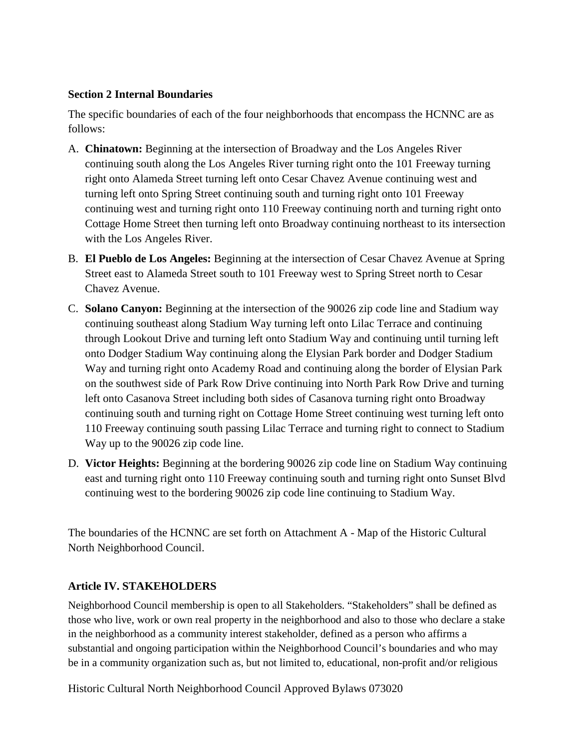**Section 2 Internal Boundaries**

The specific boundaries of each of the four neighborhoods that encompass the HCNNC are as follows:

A. **Chinatown:** Beginning at the intersection of Broadway and the Los Angeles River continuing south along the Los Angeles River turning right onto the 101 Freeway turning right onto Alameda Street turning left onto Cesar Chavez Avenue continuing west and turning left onto Spring Street continuing south and turning right onto 101 Freeway continuing west and turning right onto 110 Freeway continuing north and turning right onto Cottage Home Street then turning left onto Broadway continuing northeast to its intersection with the Los Angeles River.

B. **El Pueblo de Los Angeles:** Beginning at the intersection of Cesar Chavez Avenue at Spring Street east to Alameda Street south to 101 Freeway west to Spring Street north to Cesar Chavez Avenue.

C. **Solano Canyon:** Beginning at the intersection of the 90026 zip code line and Stadium way continuing southeast along Stadium Way turning left onto Lilac Terrace and continuing through Lookout Drive and turning left onto Stadium Way and continuing until turning left onto Dodger Stadium Way continuing along the Elysian Park border and Dodger Stadium Way and turning right onto Academy Road and continuing along the border of Elysian Park on the southwest side of Park Row Drive continuing into North Park Row Drive and turning left onto Casanova Street including both sides of Casanova turning right onto Broadway continuing south and turning right on Cottage Home Street continuing west turning left onto 110 Freeway continuing south passing Lilac Terrace and turning right to connect to Stadium Way up to the 90026 zip code line.

D. **Victor Heights:** Beginning at the bordering 90026 zip code line on Stadium Way continuing east and turning right onto 110 Freeway continuing south and turning right onto Sunset Blvd continuing west to the bordering 90026 zip code line continuing to Stadium Way.

The boundaries of the HCNNC are set forth on Attachment A - Map of the Historic Cultural North Neighborhood Council.

## Article IV. STAKEHOLDERS

Neighborhood Council membership is open to all Stakeholders. "Stakeholders" shall be defined as those who live, work or own real property in the neighborhood and also to those who declare a stake in the neighborhood as a community interest stakeholder, defined as a person who affirms a substantial and ongoing participation within the Neighborhood Council's boundaries and who may be in a community organization such as, but not limited to, educational, non-profit and/or religious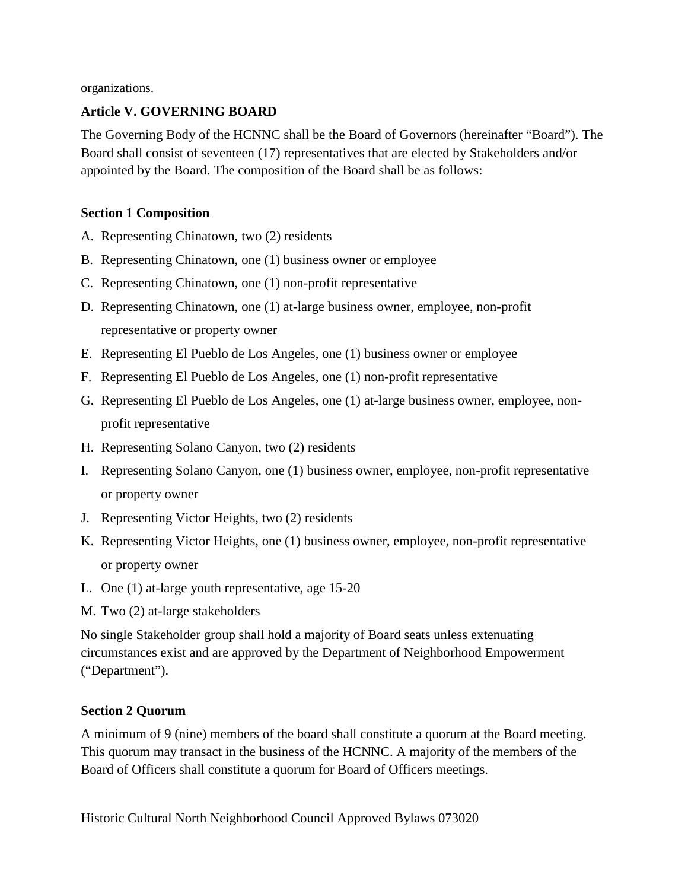organizations.

## Article V. GOVERNING BOARD

The Governing Body of the HCNNC shall be the Board of Governors (hereinafter "Board"). The Board shall consist of seventeen (17) representatives that are elected by Stakeholders and/or appointed by the Board. The composition of the Board shall be as follows:

### Section 1 Composition

A. Representing Chinatown, two (2) residents
B. Representing Chinatown, one (1) business owner or employee
C. Representing Chinatown, one (1) non-profit representative
D. Representing Chinatown, one (1) at-large business owner, employee, non-profit representative or property owner
E. Representing El Pueblo de Los Angeles, one (1) business owner or employee
F. Representing El Pueblo de Los Angeles, one (1) non-profit representative
G. Representing El Pueblo de Los Angeles, one (1) at-large business owner, employee, non-profit representative
H. Representing Solano Canyon, two (2) residents
I. Representing Solano Canyon, one (1) business owner, employee, non-profit representative or property owner
J. Representing Victor Heights, two (2) residents
K. Representing Victor Heights, one (1) business owner, employee, non-profit representative or property owner
L. One (1) at-large youth representative, age 15-20
M. Two (2) at-large stakeholders

No single Stakeholder group shall hold a majority of Board seats unless extenuating circumstances exist and are approved by the Department of Neighborhood Empowerment ("Department").

### Section 2 Quorum

A minimum of 9 (nine) members of the board shall constitute a quorum at the Board meeting. This quorum may transact in the business of the HCNNC. A majority of the members of the Board of Officers shall constitute a quorum for Board of Officers meetings.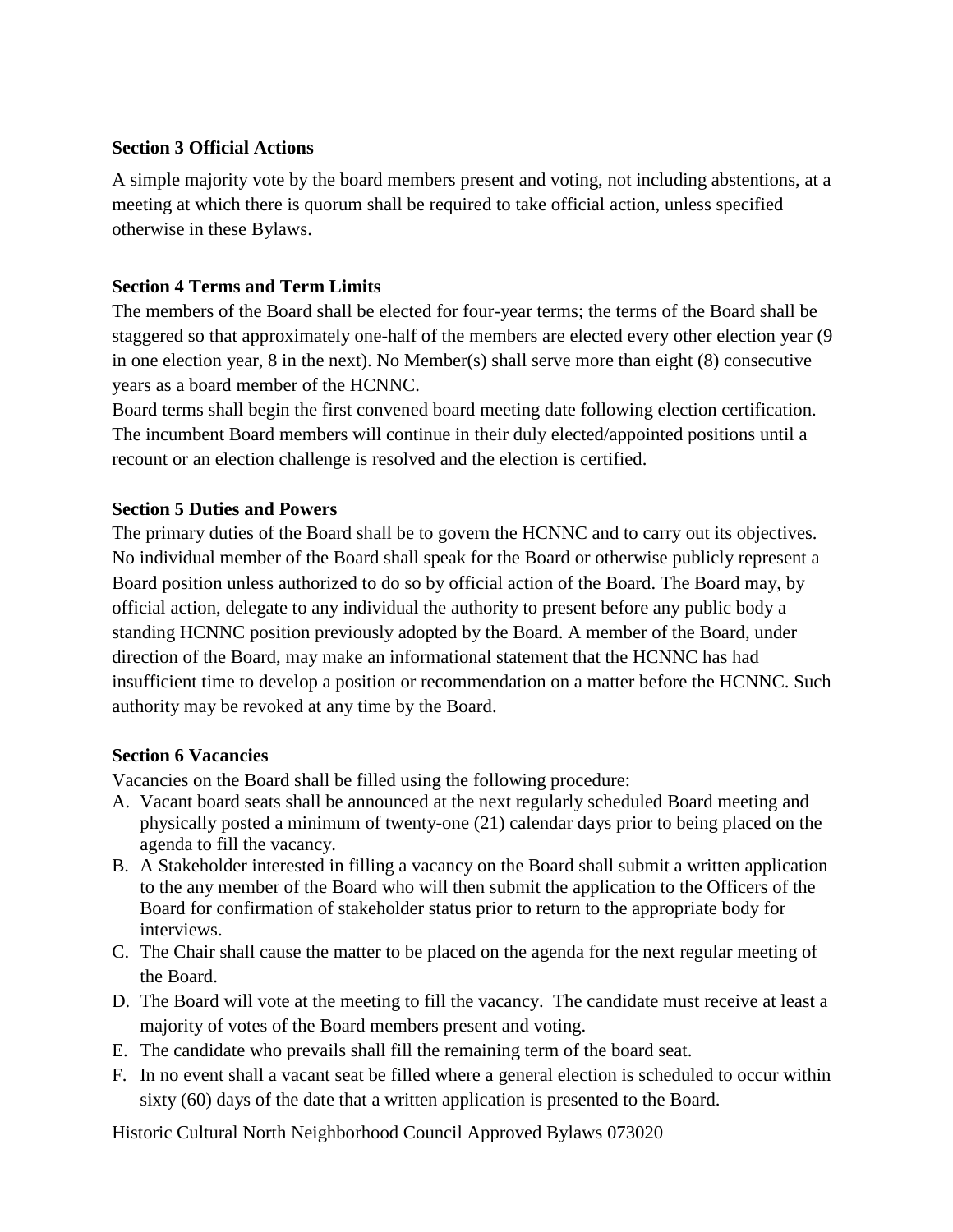**Section 3 Official Actions**

A simple majority vote by the board members present and voting, not including abstentions, at a meeting at which there is quorum shall be required to take official action, unless specified otherwise in these Bylaws.

**Section 4 Terms and Term Limits**

The members of the Board shall be elected for four-year terms; the terms of the Board shall be staggered so that approximately one-half of the members are elected every other election year (9 in one election year, 8 in the next). No Member(s) shall serve more than eight (8) consecutive years as a board member of the HCNNC.

Board terms shall begin the first convened board meeting date following election certification. The incumbent Board members will continue in their duly elected/appointed positions until a recount or an election challenge is resolved and the election is certified.

**Section 5 Duties and Powers**

The primary duties of the Board shall be to govern the HCNNC and to carry out its objectives. No individual member of the Board shall speak for the Board or otherwise publicly represent a Board position unless authorized to do so by official action of the Board. The Board may, by official action, delegate to any individual the authority to present before any public body a standing HCNNC position previously adopted by the Board. A member of the Board, under direction of the Board, may make an informational statement that the HCNNC has had insufficient time to develop a position or recommendation on a matter before the HCNNC. Such authority may be revoked at any time by the Board.

**Section 6 Vacancies**

Vacancies on the Board shall be filled using the following procedure:

A. Vacant board seats shall be announced at the next regularly scheduled Board meeting and physically posted a minimum of twenty-one (21) calendar days prior to being placed on the agenda to fill the vacancy.
B. A Stakeholder interested in filling a vacancy on the Board shall submit a written application to the any member of the Board who will then submit the application to the Officers of the Board for confirmation of stakeholder status prior to return to the appropriate body for interviews.
C. The Chair shall cause the matter to be placed on the agenda for the next regular meeting of the Board.
D. The Board will vote at the meeting to fill the vacancy. The candidate must receive at least a majority of votes of the Board members present and voting.
E. The candidate who prevails shall fill the remaining term of the board seat.
F. In no event shall a vacant seat be filled where a general election is scheduled to occur within sixty (60) days of the date that a written application is presented to the Board.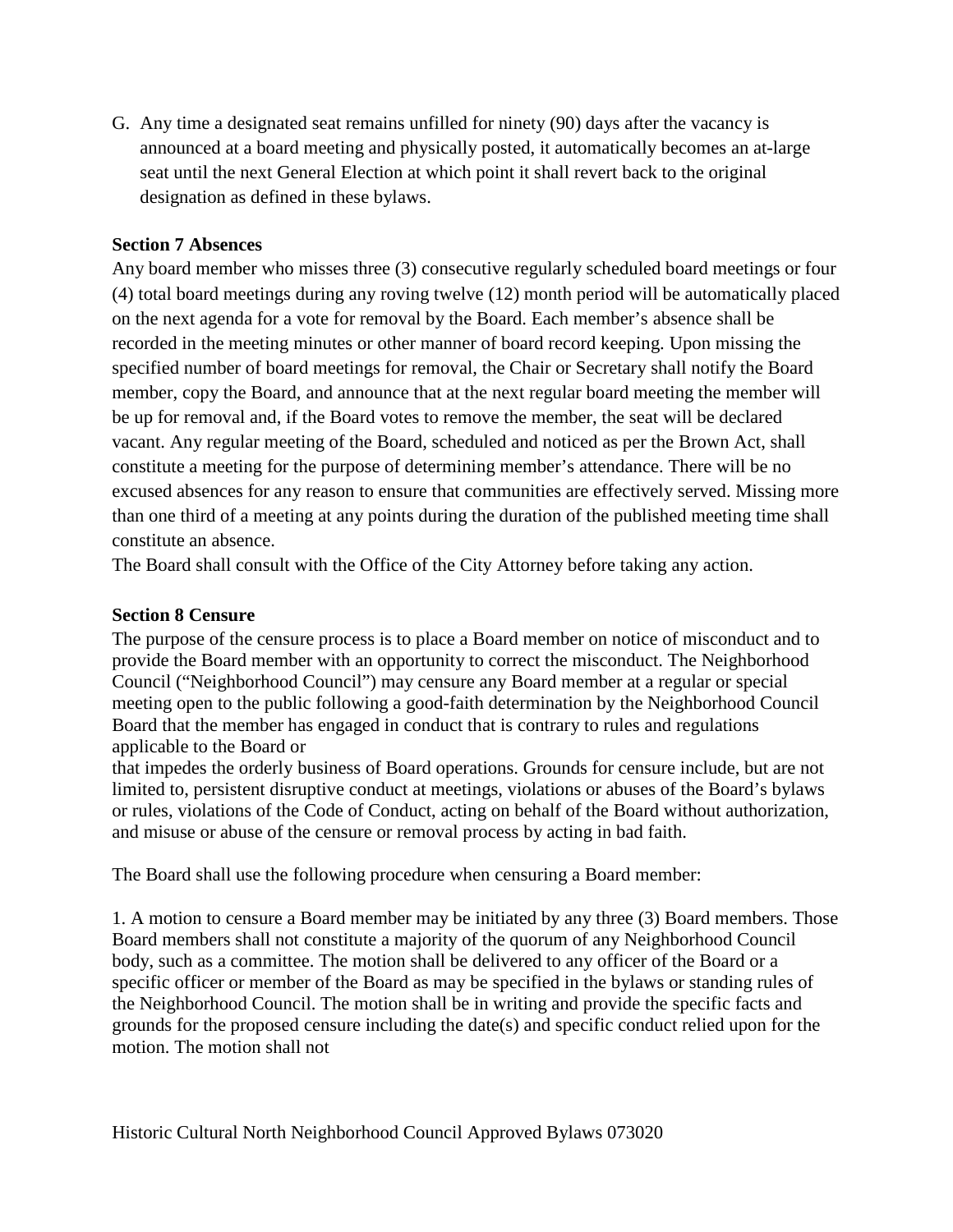G. Any time a designated seat remains unfilled for ninety (90) days after the vacancy is announced at a board meeting and physically posted, it automatically becomes an at-large seat until the next General Election at which point it shall revert back to the original designation as defined in these bylaws.

**Section 7 Absences**

Any board member who misses three (3) consecutive regularly scheduled board meetings or four (4) total board meetings during any roving twelve (12) month period will be automatically placed on the next agenda for a vote for removal by the Board. Each member's absence shall be recorded in the meeting minutes or other manner of board record keeping. Upon missing the specified number of board meetings for removal, the Chair or Secretary shall notify the Board member, copy the Board, and announce that at the next regular board meeting the member will be up for removal and, if the Board votes to remove the member, the seat will be declared vacant. Any regular meeting of the Board, scheduled and noticed as per the Brown Act, shall constitute a meeting for the purpose of determining member's attendance. There will be no excused absences for any reason to ensure that communities are effectively served. Missing more than one third of a meeting at any points during the duration of the published meeting time shall constitute an absence.

The Board shall consult with the Office of the City Attorney before taking any action.

**Section 8 Censure**

The purpose of the censure process is to place a Board member on notice of misconduct and to provide the Board member with an opportunity to correct the misconduct. The Neighborhood Council ("Neighborhood Council") may censure any Board member at a regular or special meeting open to the public following a good-faith determination by the Neighborhood Council Board that the member has engaged in conduct that is contrary to rules and regulations applicable to the Board or

that impedes the orderly business of Board operations. Grounds for censure include, but are not limited to, persistent disruptive conduct at meetings, violations or abuses of the Board's bylaws or rules, violations of the Code of Conduct, acting on behalf of the Board without authorization, and misuse or abuse of the censure or removal process by acting in bad faith.

The Board shall use the following procedure when censuring a Board member:

1. A motion to censure a Board member may be initiated by any three (3) Board members. Those Board members shall not constitute a majority of the quorum of any Neighborhood Council body, such as a committee. The motion shall be delivered to any officer of the Board or a specific officer or member of the Board as may be specified in the bylaws or standing rules of the Neighborhood Council. The motion shall be in writing and provide the specific facts and grounds for the proposed censure including the date(s) and specific conduct relied upon for the motion. The motion shall not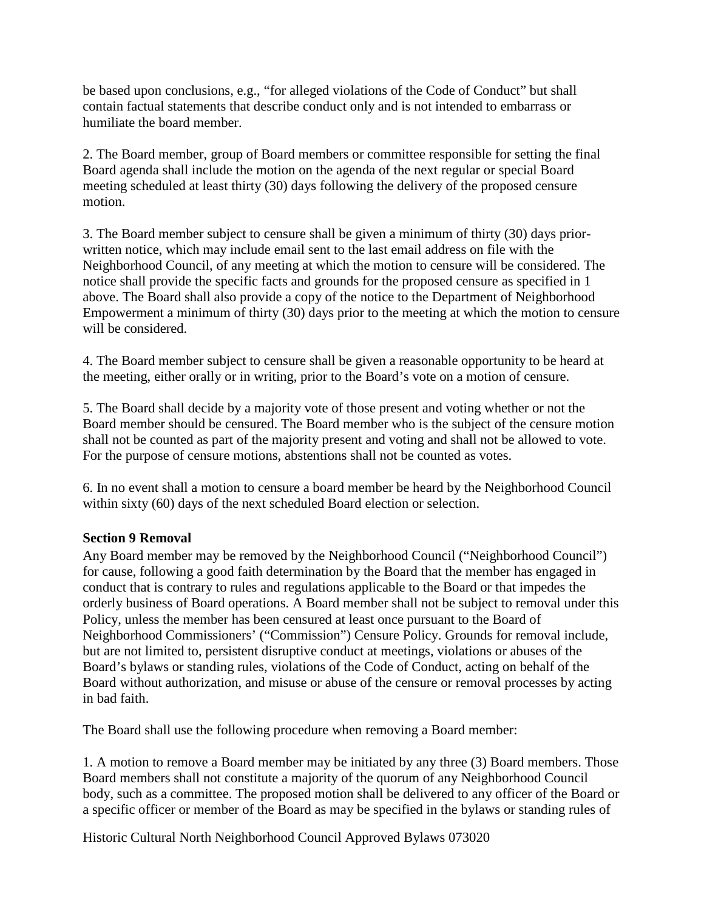be based upon conclusions, e.g., "for alleged violations of the Code of Conduct" but shall contain factual statements that describe conduct only and is not intended to embarrass or humiliate the board member.

2. The Board member, group of Board members or committee responsible for setting the final Board agenda shall include the motion on the agenda of the next regular or special Board meeting scheduled at least thirty (30) days following the delivery of the proposed censure motion.

3. The Board member subject to censure shall be given a minimum of thirty (30) days prior-written notice, which may include email sent to the last email address on file with the Neighborhood Council, of any meeting at which the motion to censure will be considered. The notice shall provide the specific facts and grounds for the proposed censure as specified in 1 above. The Board shall also provide a copy of the notice to the Department of Neighborhood Empowerment a minimum of thirty (30) days prior to the meeting at which the motion to censure will be considered.

4. The Board member subject to censure shall be given a reasonable opportunity to be heard at the meeting, either orally or in writing, prior to the Board's vote on a motion of censure.

5. The Board shall decide by a majority vote of those present and voting whether or not the Board member should be censured. The Board member who is the subject of the censure motion shall not be counted as part of the majority present and voting and shall not be allowed to vote. For the purpose of censure motions, abstentions shall not be counted as votes.

6. In no event shall a motion to censure a board member be heard by the Neighborhood Council within sixty (60) days of the next scheduled Board election or selection.

**Section 9 Removal**

Any Board member may be removed by the Neighborhood Council ("Neighborhood Council") for cause, following a good faith determination by the Board that the member has engaged in conduct that is contrary to rules and regulations applicable to the Board or that impedes the orderly business of Board operations. A Board member shall not be subject to removal under this Policy, unless the member has been censured at least once pursuant to the Board of Neighborhood Commissioners' ("Commission") Censure Policy. Grounds for removal include, but are not limited to, persistent disruptive conduct at meetings, violations or abuses of the Board's bylaws or standing rules, violations of the Code of Conduct, acting on behalf of the Board without authorization, and misuse or abuse of the censure or removal processes by acting in bad faith.

The Board shall use the following procedure when removing a Board member:

1. A motion to remove a Board member may be initiated by any three (3) Board members. Those Board members shall not constitute a majority of the quorum of any Neighborhood Council body, such as a committee. The proposed motion shall be delivered to any officer of the Board or a specific officer or member of the Board as may be specified in the bylaws or standing rules of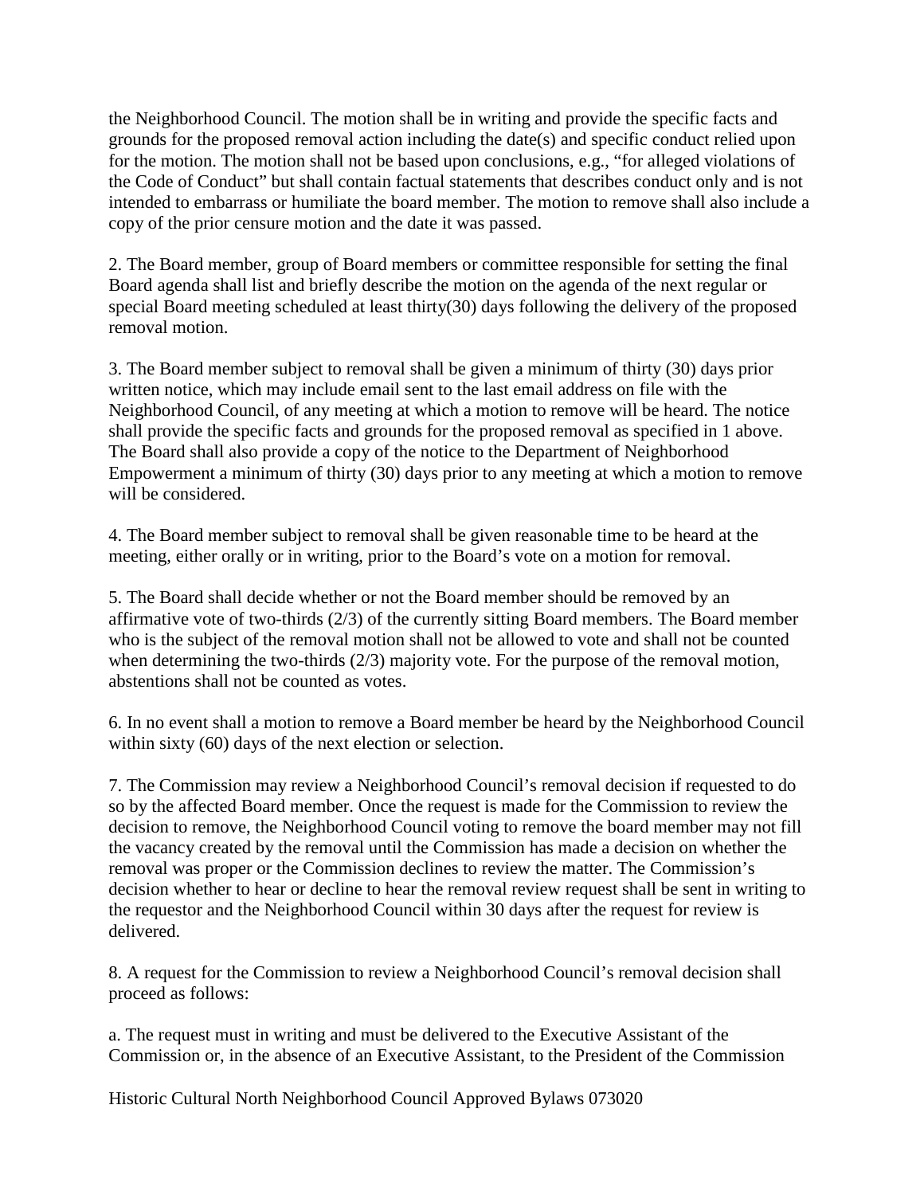the Neighborhood Council. The motion shall be in writing and provide the specific facts and grounds for the proposed removal action including the date(s) and specific conduct relied upon for the motion. The motion shall not be based upon conclusions, e.g., "for alleged violations of the Code of Conduct" but shall contain factual statements that describes conduct only and is not intended to embarrass or humiliate the board member. The motion to remove shall also include a copy of the prior censure motion and the date it was passed.

2. The Board member, group of Board members or committee responsible for setting the final Board agenda shall list and briefly describe the motion on the agenda of the next regular or special Board meeting scheduled at least thirty(30) days following the delivery of the proposed removal motion.

3. The Board member subject to removal shall be given a minimum of thirty (30) days prior written notice, which may include email sent to the last email address on file with the Neighborhood Council, of any meeting at which a motion to remove will be heard. The notice shall provide the specific facts and grounds for the proposed removal as specified in 1 above. The Board shall also provide a copy of the notice to the Department of Neighborhood Empowerment a minimum of thirty (30) days prior to any meeting at which a motion to remove will be considered.

4. The Board member subject to removal shall be given reasonable time to be heard at the meeting, either orally or in writing, prior to the Board's vote on a motion for removal.

5. The Board shall decide whether or not the Board member should be removed by an affirmative vote of two-thirds (2/3) of the currently sitting Board members. The Board member who is the subject of the removal motion shall not be allowed to vote and shall not be counted when determining the two-thirds (2/3) majority vote. For the purpose of the removal motion, abstentions shall not be counted as votes.

6. In no event shall a motion to remove a Board member be heard by the Neighborhood Council within sixty (60) days of the next election or selection.

7. The Commission may review a Neighborhood Council's removal decision if requested to do so by the affected Board member. Once the request is made for the Commission to review the decision to remove, the Neighborhood Council voting to remove the board member may not fill the vacancy created by the removal until the Commission has made a decision on whether the removal was proper or the Commission declines to review the matter. The Commission's decision whether to hear or decline to hear the removal review request shall be sent in writing to the requestor and the Neighborhood Council within 30 days after the request for review is delivered.

8. A request for the Commission to review a Neighborhood Council's removal decision shall proceed as follows:

a. The request must in writing and must be delivered to the Executive Assistant of the Commission or, in the absence of an Executive Assistant, to the President of the Commission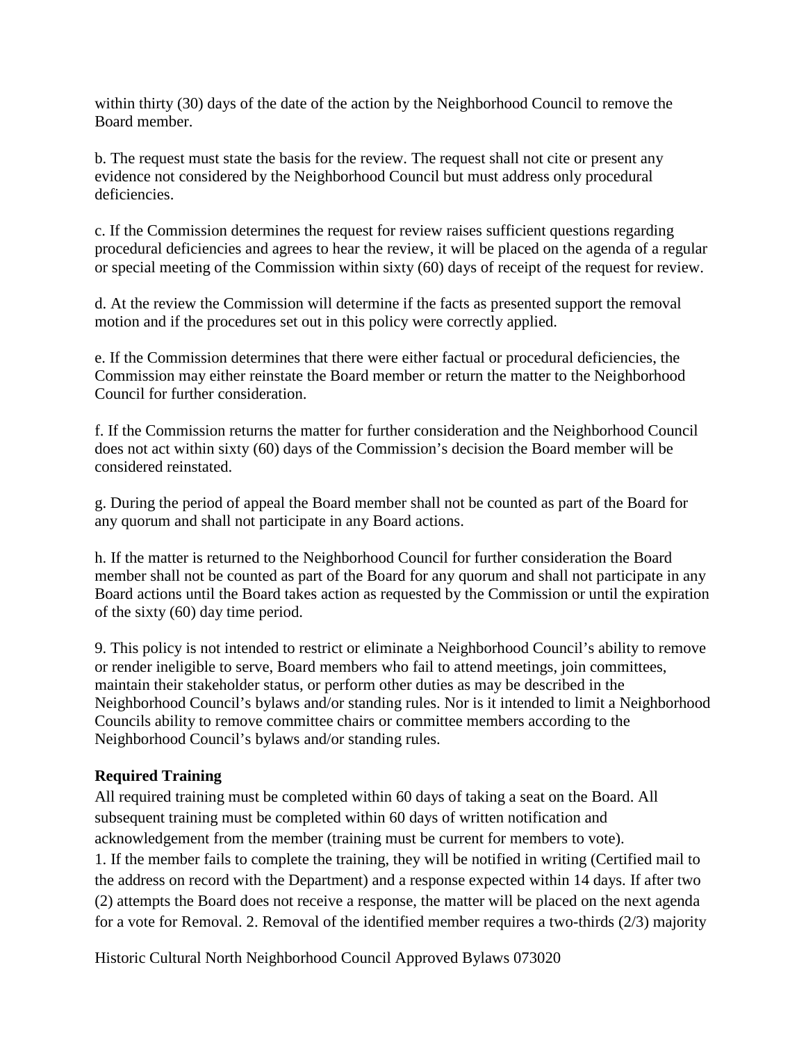within thirty (30) days of the date of the action by the Neighborhood Council to remove the Board member.

b. The request must state the basis for the review. The request shall not cite or present any evidence not considered by the Neighborhood Council but must address only procedural deficiencies.

c. If the Commission determines the request for review raises sufficient questions regarding procedural deficiencies and agrees to hear the review, it will be placed on the agenda of a regular or special meeting of the Commission within sixty (60) days of receipt of the request for review.

d. At the review the Commission will determine if the facts as presented support the removal motion and if the procedures set out in this policy were correctly applied.

e. If the Commission determines that there were either factual or procedural deficiencies, the Commission may either reinstate the Board member or return the matter to the Neighborhood Council for further consideration.

f. If the Commission returns the matter for further consideration and the Neighborhood Council does not act within sixty (60) days of the Commission's decision the Board member will be considered reinstated.

g. During the period of appeal the Board member shall not be counted as part of the Board for any quorum and shall not participate in any Board actions.

h. If the matter is returned to the Neighborhood Council for further consideration the Board member shall not be counted as part of the Board for any quorum and shall not participate in any Board actions until the Board takes action as requested by the Commission or until the expiration of the sixty (60) day time period.

9. This policy is not intended to restrict or eliminate a Neighborhood Council's ability to remove or render ineligible to serve, Board members who fail to attend meetings, join committees, maintain their stakeholder status, or perform other duties as may be described in the Neighborhood Council's bylaws and/or standing rules. Nor is it intended to limit a Neighborhood Councils ability to remove committee chairs or committee members according to the Neighborhood Council's bylaws and/or standing rules.

**Required Training**

All required training must be completed within 60 days of taking a seat on the Board. All subsequent training must be completed within 60 days of written notification and acknowledgement from the member (training must be current for members to vote).
1. If the member fails to complete the training, they will be notified in writing (Certified mail to the address on record with the Department) and a response expected within 14 days. If after two (2) attempts the Board does not receive a response, the matter will be placed on the next agenda for a vote for Removal. 2. Removal of the identified member requires a two-thirds (2/3) majority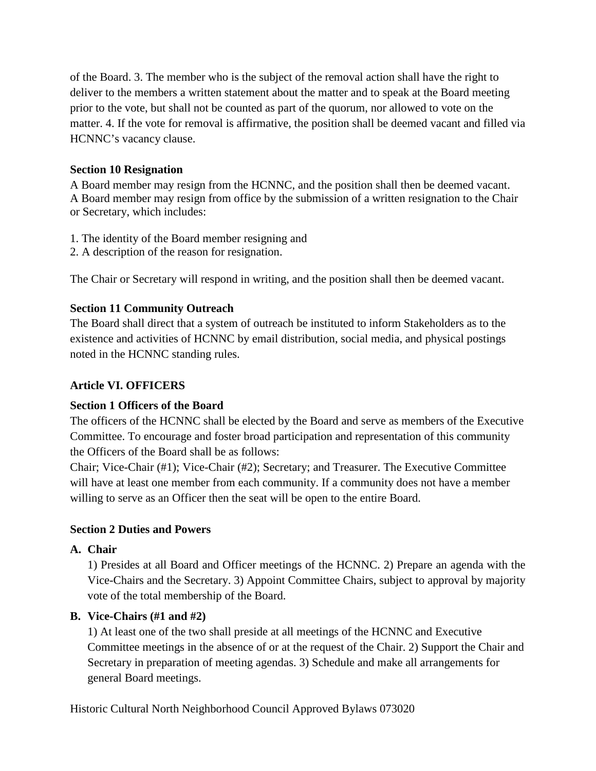of the Board. 3. The member who is the subject of the removal action shall have the right to deliver to the members a written statement about the matter and to speak at the Board meeting prior to the vote, but shall not be counted as part of the quorum, nor allowed to vote on the matter. 4. If the vote for removal is affirmative, the position shall be deemed vacant and filled via HCNNC's vacancy clause.

**Section 10 Resignation**

A Board member may resign from the HCNNC, and the position shall then be deemed vacant. A Board member may resign from office by the submission of a written resignation to the Chair or Secretary, which includes:

1. The identity of the Board member resigning and
2. A description of the reason for resignation.

The Chair or Secretary will respond in writing, and the position shall then be deemed vacant.

**Section 11 Community Outreach**

The Board shall direct that a system of outreach be instituted to inform Stakeholders as to the existence and activities of HCNNC by email distribution, social media, and physical postings noted in the HCNNC standing rules.

## Article VI. OFFICERS

**Section 1 Officers of the Board**

The officers of the HCNNC shall be elected by the Board and serve as members of the Executive Committee. To encourage and foster broad participation and representation of this community the Officers of the Board shall be as follows:

Chair; Vice-Chair (#1); Vice-Chair (#2); Secretary; and Treasurer. The Executive Committee will have at least one member from each community. If a community does not have a member willing to serve as an Officer then the seat will be open to the entire Board.

**Section 2 Duties and Powers**

**A. Chair**

1) Presides at all Board and Officer meetings of the HCNNC. 2) Prepare an agenda with the Vice-Chairs and the Secretary. 3) Appoint Committee Chairs, subject to approval by majority vote of the total membership of the Board.

**B. Vice-Chairs (#1 and #2)**

1) At least one of the two shall preside at all meetings of the HCNNC and Executive Committee meetings in the absence of or at the request of the Chair. 2) Support the Chair and Secretary in preparation of meeting agendas. 3) Schedule and make all arrangements for general Board meetings.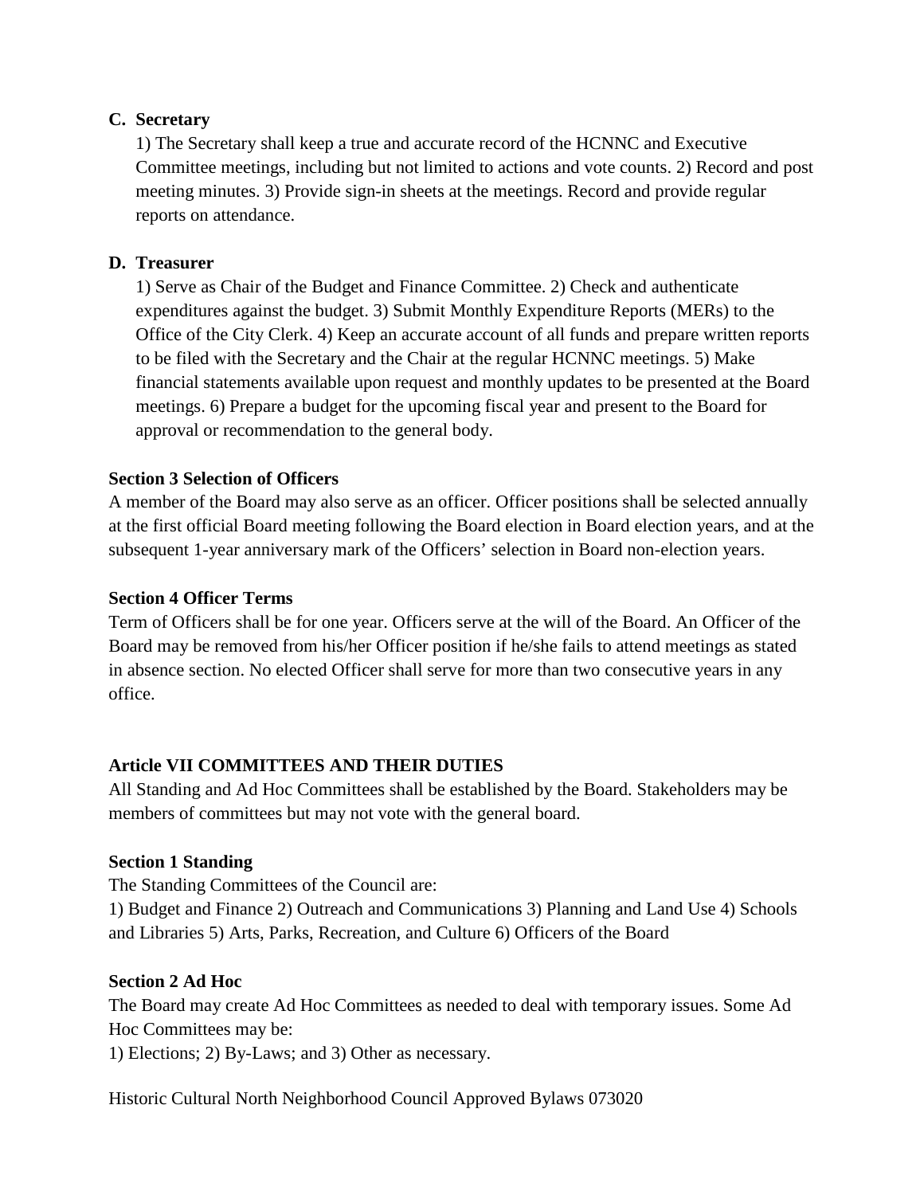**C. Secretary**

1) The Secretary shall keep a true and accurate record of the HCNNC and Executive Committee meetings, including but not limited to actions and vote counts. 2) Record and post meeting minutes. 3) Provide sign-in sheets at the meetings. Record and provide regular reports on attendance.

**D. Treasurer**

1) Serve as Chair of the Budget and Finance Committee. 2) Check and authenticate expenditures against the budget. 3) Submit Monthly Expenditure Reports (MERs) to the Office of the City Clerk. 4) Keep an accurate account of all funds and prepare written reports to be filed with the Secretary and the Chair at the regular HCNNC meetings. 5) Make financial statements available upon request and monthly updates to be presented at the Board meetings. 6) Prepare a budget for the upcoming fiscal year and present to the Board for approval or recommendation to the general body.

**Section 3 Selection of Officers**

A member of the Board may also serve as an officer. Officer positions shall be selected annually at the first official Board meeting following the Board election in Board election years, and at the subsequent 1-year anniversary mark of the Officers' selection in Board non-election years.

**Section 4 Officer Terms**

Term of Officers shall be for one year. Officers serve at the will of the Board. An Officer of the Board may be removed from his/her Officer position if he/she fails to attend meetings as stated in absence section. No elected Officer shall serve for more than two consecutive years in any office.

## Article VII COMMITTEES AND THEIR DUTIES

All Standing and Ad Hoc Committees shall be established by the Board. Stakeholders may be members of committees but may not vote with the general board.

**Section 1 Standing**

The Standing Committees of the Council are:

1) Budget and Finance 2) Outreach and Communications 3) Planning and Land Use 4) Schools and Libraries 5) Arts, Parks, Recreation, and Culture 6) Officers of the Board

**Section 2 Ad Hoc**

The Board may create Ad Hoc Committees as needed to deal with temporary issues. Some Ad Hoc Committees may be:

1) Elections; 2) By-Laws; and 3) Other as necessary.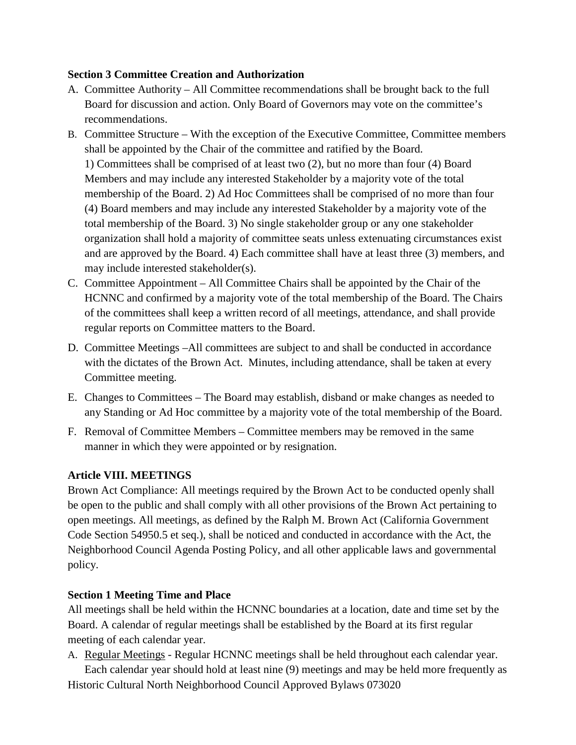**Section 3 Committee Creation and Authorization**

A. Committee Authority – All Committee recommendations shall be brought back to the full Board for discussion and action. Only Board of Governors may vote on the committee's recommendations.
B. Committee Structure – With the exception of the Executive Committee, Committee members shall be appointed by the Chair of the committee and ratified by the Board.
   1) Committees shall be comprised of at least two (2), but no more than four (4) Board Members and may include any interested Stakeholder by a majority vote of the total membership of the Board. 2) Ad Hoc Committees shall be comprised of no more than four (4) Board members and may include any interested Stakeholder by a majority vote of the total membership of the Board. 3) No single stakeholder group or any one stakeholder organization shall hold a majority of committee seats unless extenuating circumstances exist and are approved by the Board. 4) Each committee shall have at least three (3) members, and may include interested stakeholder(s).
C. Committee Appointment – All Committee Chairs shall be appointed by the Chair of the HCNNC and confirmed by a majority vote of the total membership of the Board. The Chairs of the committees shall keep a written record of all meetings, attendance, and shall provide regular reports on Committee matters to the Board.
D. Committee Meetings –All committees are subject to and shall be conducted in accordance with the dictates of the Brown Act. Minutes, including attendance, shall be taken at every Committee meeting.
E. Changes to Committees – The Board may establish, disband or make changes as needed to any Standing or Ad Hoc committee by a majority vote of the total membership of the Board.
F. Removal of Committee Members – Committee members may be removed in the same manner in which they were appointed or by resignation.

**Article VIII. MEETINGS**

Brown Act Compliance: All meetings required by the Brown Act to be conducted openly shall be open to the public and shall comply with all other provisions of the Brown Act pertaining to open meetings. All meetings, as defined by the Ralph M. Brown Act (California Government Code Section 54950.5 et seq.), shall be noticed and conducted in accordance with the Act, the Neighborhood Council Agenda Posting Policy, and all other applicable laws and governmental policy.

**Section 1 Meeting Time and Place**

All meetings shall be held within the HCNNC boundaries at a location, date and time set by the Board. A calendar of regular meetings shall be established by the Board at its first regular meeting of each calendar year.

A. Regular Meetings - Regular HCNNC meetings shall be held throughout each calendar year. Each calendar year should hold at least nine (9) meetings and may be held more frequently as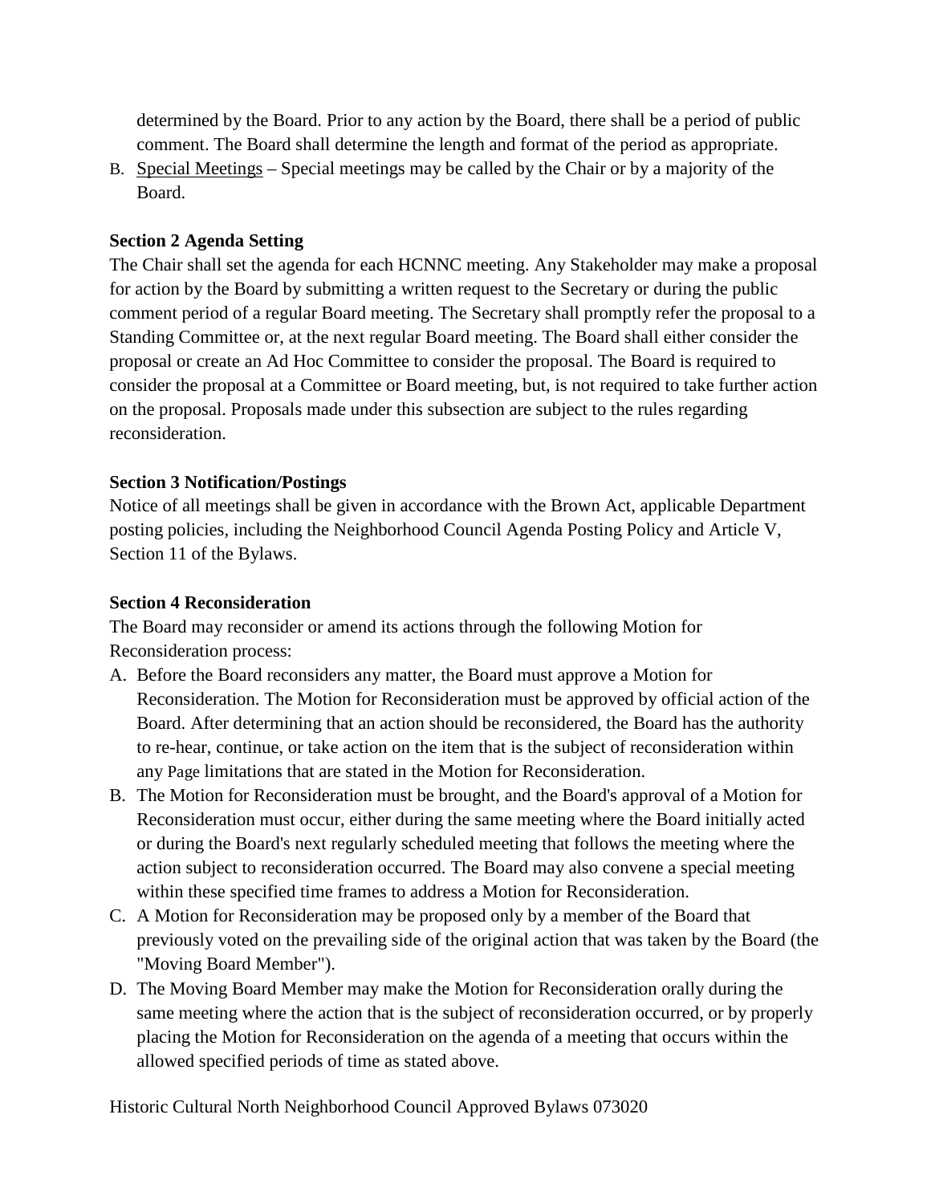determined by the Board. Prior to any action by the Board, there shall be a period of public comment. The Board shall determine the length and format of the period as appropriate.

B. Special Meetings – Special meetings may be called by the Chair or by a majority of the Board.

**Section 2 Agenda Setting**

The Chair shall set the agenda for each HCNNC meeting. Any Stakeholder may make a proposal for action by the Board by submitting a written request to the Secretary or during the public comment period of a regular Board meeting. The Secretary shall promptly refer the proposal to a Standing Committee or, at the next regular Board meeting. The Board shall either consider the proposal or create an Ad Hoc Committee to consider the proposal. The Board is required to consider the proposal at a Committee or Board meeting, but, is not required to take further action on the proposal. Proposals made under this subsection are subject to the rules regarding reconsideration.

**Section 3 Notification/Postings**

Notice of all meetings shall be given in accordance with the Brown Act, applicable Department posting policies, including the Neighborhood Council Agenda Posting Policy and Article V, Section 11 of the Bylaws.

**Section 4 Reconsideration**

The Board may reconsider or amend its actions through the following Motion for Reconsideration process:

A. Before the Board reconsiders any matter, the Board must approve a Motion for Reconsideration. The Motion for Reconsideration must be approved by official action of the Board. After determining that an action should be reconsidered, the Board has the authority to re-hear, continue, or take action on the item that is the subject of reconsideration within any Page limitations that are stated in the Motion for Reconsideration.

B. The Motion for Reconsideration must be brought, and the Board's approval of a Motion for Reconsideration must occur, either during the same meeting where the Board initially acted or during the Board's next regularly scheduled meeting that follows the meeting where the action subject to reconsideration occurred. The Board may also convene a special meeting within these specified time frames to address a Motion for Reconsideration.

C. A Motion for Reconsideration may be proposed only by a member of the Board that previously voted on the prevailing side of the original action that was taken by the Board (the "Moving Board Member").

D. The Moving Board Member may make the Motion for Reconsideration orally during the same meeting where the action that is the subject of reconsideration occurred, or by properly placing the Motion for Reconsideration on the agenda of a meeting that occurs within the allowed specified periods of time as stated above.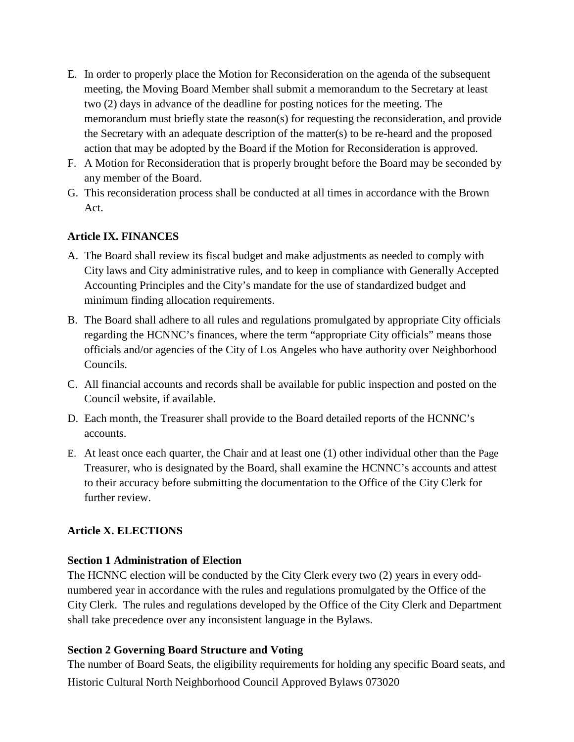E. In order to properly place the Motion for Reconsideration on the agenda of the subsequent meeting, the Moving Board Member shall submit a memorandum to the Secretary at least two (2) days in advance of the deadline for posting notices for the meeting. The memorandum must briefly state the reason(s) for requesting the reconsideration, and provide the Secretary with an adequate description of the matter(s) to be re-heard and the proposed action that may be adopted by the Board if the Motion for Reconsideration is approved.
F. A Motion for Reconsideration that is properly brought before the Board may be seconded by any member of the Board.
G. This reconsideration process shall be conducted at all times in accordance with the Brown Act.

**Article IX. FINANCES**

A. The Board shall review its fiscal budget and make adjustments as needed to comply with City laws and City administrative rules, and to keep in compliance with Generally Accepted Accounting Principles and the City's mandate for the use of standardized budget and minimum finding allocation requirements.
B. The Board shall adhere to all rules and regulations promulgated by appropriate City officials regarding the HCNNC's finances, where the term "appropriate City officials" means those officials and/or agencies of the City of Los Angeles who have authority over Neighborhood Councils.
C. All financial accounts and records shall be available for public inspection and posted on the Council website, if available.
D. Each month, the Treasurer shall provide to the Board detailed reports of the HCNNC's accounts.
E. At least once each quarter, the Chair and at least one (1) other individual other than the Page Treasurer, who is designated by the Board, shall examine the HCNNC's accounts and attest to their accuracy before submitting the documentation to the Office of the City Clerk for further review.

**Article X. ELECTIONS**

**Section 1 Administration of Election**

The HCNNC election will be conducted by the City Clerk every two (2) years in every odd-numbered year in accordance with the rules and regulations promulgated by the Office of the City Clerk. The rules and regulations developed by the Office of the City Clerk and Department shall take precedence over any inconsistent language in the Bylaws.

**Section 2 Governing Board Structure and Voting**

The number of Board Seats, the eligibility requirements for holding any specific Board seats, and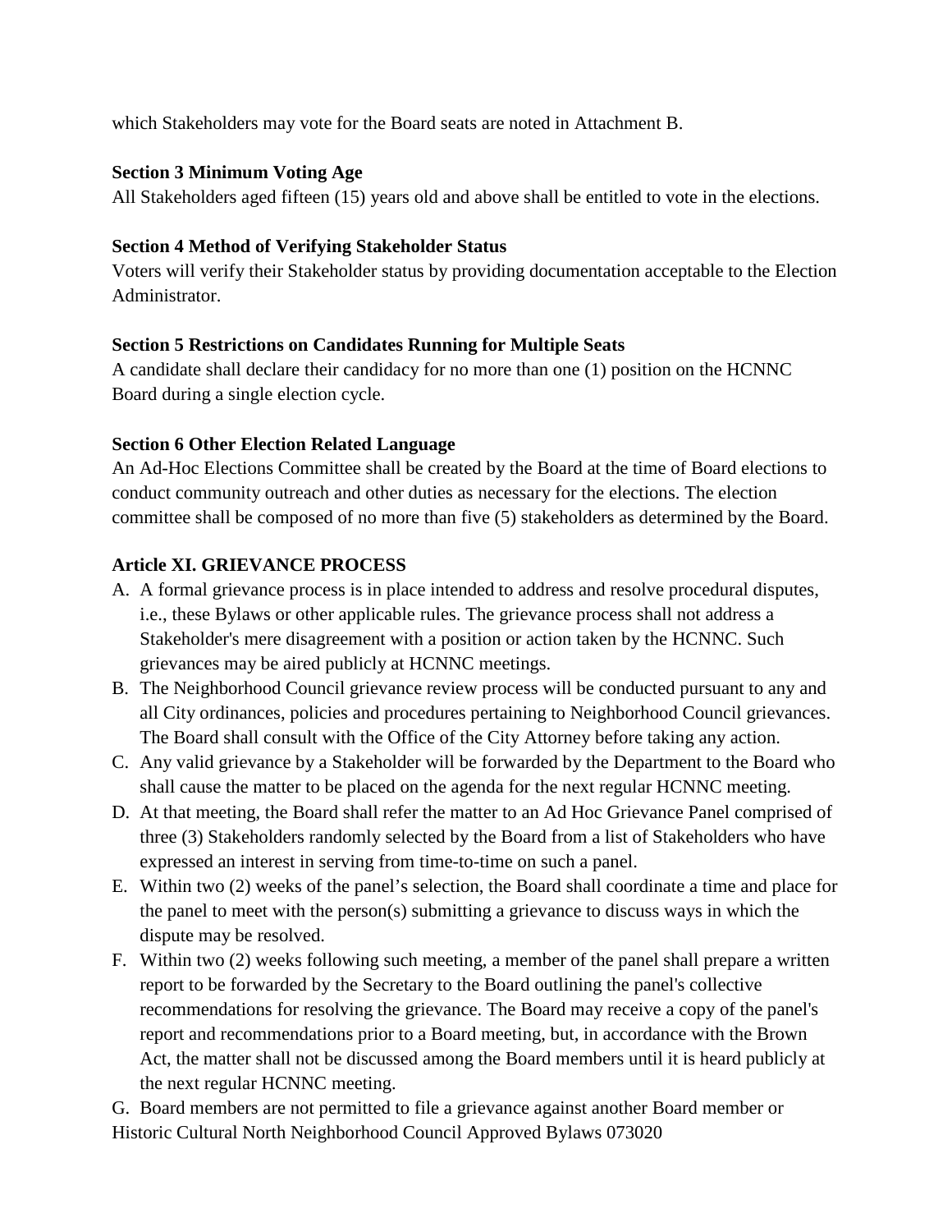which Stakeholders may vote for the Board seats are noted in Attachment B.

**Section 3 Minimum Voting Age**

All Stakeholders aged fifteen (15) years old and above shall be entitled to vote in the elections.

**Section 4 Method of Verifying Stakeholder Status**

Voters will verify their Stakeholder status by providing documentation acceptable to the Election Administrator.

**Section 5 Restrictions on Candidates Running for Multiple Seats**

A candidate shall declare their candidacy for no more than one (1) position on the HCNNC Board during a single election cycle.

**Section 6 Other Election Related Language**

An Ad-Hoc Elections Committee shall be created by the Board at the time of Board elections to conduct community outreach and other duties as necessary for the elections. The election committee shall be composed of no more than five (5) stakeholders as determined by the Board.

## Article XI. GRIEVANCE PROCESS

A. A formal grievance process is in place intended to address and resolve procedural disputes, i.e., these Bylaws or other applicable rules. The grievance process shall not address a Stakeholder's mere disagreement with a position or action taken by the HCNNC. Such grievances may be aired publicly at HCNNC meetings.

B. The Neighborhood Council grievance review process will be conducted pursuant to any and all City ordinances, policies and procedures pertaining to Neighborhood Council grievances. The Board shall consult with the Office of the City Attorney before taking any action.

C. Any valid grievance by a Stakeholder will be forwarded by the Department to the Board who shall cause the matter to be placed on the agenda for the next regular HCNNC meeting.

D. At that meeting, the Board shall refer the matter to an Ad Hoc Grievance Panel comprised of three (3) Stakeholders randomly selected by the Board from a list of Stakeholders who have expressed an interest in serving from time-to-time on such a panel.

E. Within two (2) weeks of the panel's selection, the Board shall coordinate a time and place for the panel to meet with the person(s) submitting a grievance to discuss ways in which the dispute may be resolved.

F. Within two (2) weeks following such meeting, a member of the panel shall prepare a written report to be forwarded by the Secretary to the Board outlining the panel's collective recommendations for resolving the grievance. The Board may receive a copy of the panel's report and recommendations prior to a Board meeting, but, in accordance with the Brown Act, the matter shall not be discussed among the Board members until it is heard publicly at the next regular HCNNC meeting.

G. Board members are not permitted to file a grievance against another Board member or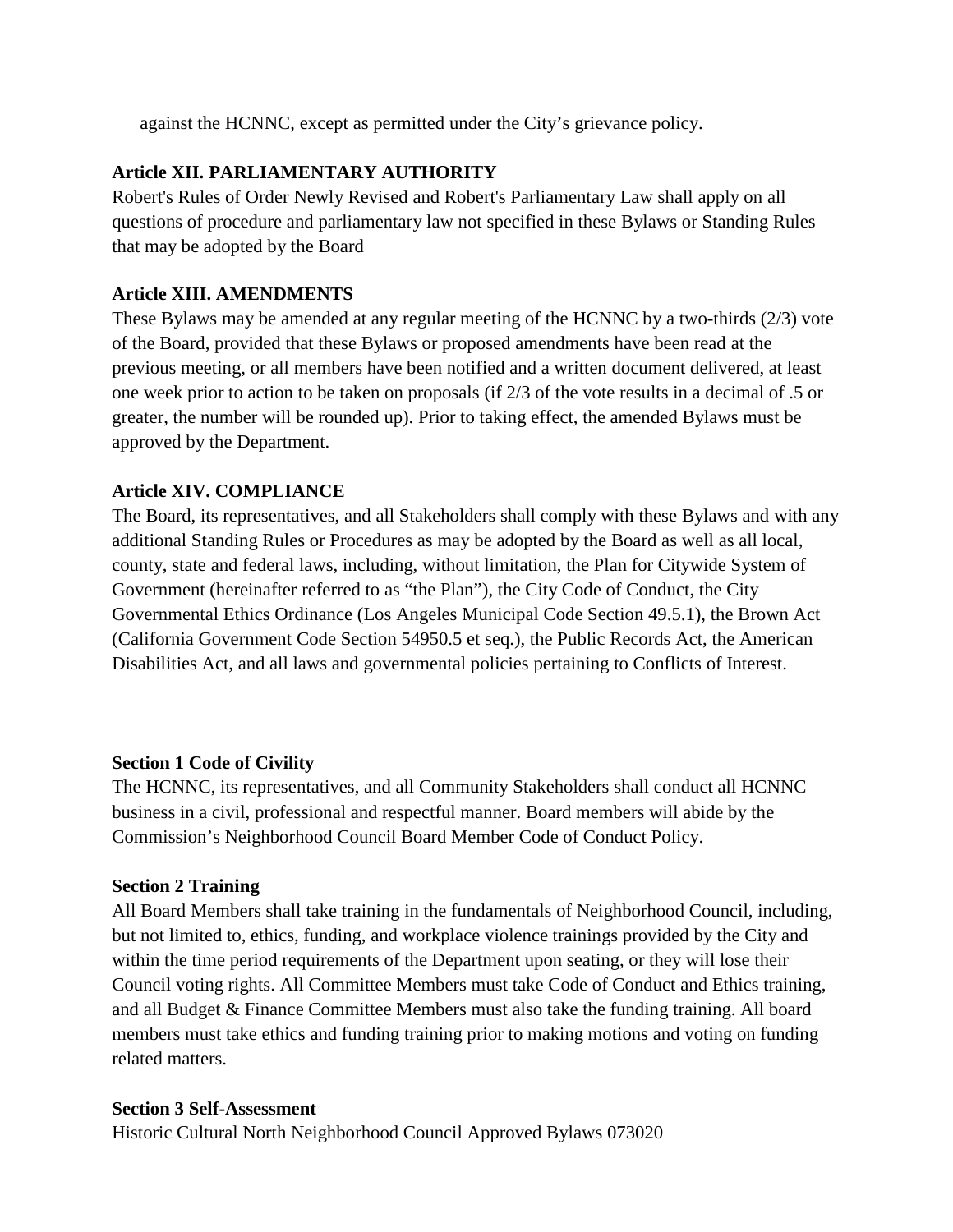against the HCNNC, except as permitted under the City's grievance policy.

**Article XII. PARLIAMENTARY AUTHORITY**

Robert's Rules of Order Newly Revised and Robert's Parliamentary Law shall apply on all questions of procedure and parliamentary law not specified in these Bylaws or Standing Rules that may be adopted by the Board

**Article XIII. AMENDMENTS**

These Bylaws may be amended at any regular meeting of the HCNNC by a two-thirds (2/3) vote of the Board, provided that these Bylaws or proposed amendments have been read at the previous meeting, or all members have been notified and a written document delivered, at least one week prior to action to be taken on proposals (if 2/3 of the vote results in a decimal of .5 or greater, the number will be rounded up). Prior to taking effect, the amended Bylaws must be approved by the Department.

**Article XIV. COMPLIANCE**

The Board, its representatives, and all Stakeholders shall comply with these Bylaws and with any additional Standing Rules or Procedures as may be adopted by the Board as well as all local, county, state and federal laws, including, without limitation, the Plan for Citywide System of Government (hereinafter referred to as "the Plan"), the City Code of Conduct, the City Governmental Ethics Ordinance (Los Angeles Municipal Code Section 49.5.1), the Brown Act (California Government Code Section 54950.5 et seq.), the Public Records Act, the American Disabilities Act, and all laws and governmental policies pertaining to Conflicts of Interest.

**Section 1 Code of Civility**

The HCNNC, its representatives, and all Community Stakeholders shall conduct all HCNNC business in a civil, professional and respectful manner. Board members will abide by the Commission's Neighborhood Council Board Member Code of Conduct Policy.

**Section 2 Training**

All Board Members shall take training in the fundamentals of Neighborhood Council, including, but not limited to, ethics, funding, and workplace violence trainings provided by the City and within the time period requirements of the Department upon seating, or they will lose their Council voting rights. All Committee Members must take Code of Conduct and Ethics training, and all Budget & Finance Committee Members must also take the funding training. All board members must take ethics and funding training prior to making motions and voting on funding related matters.

**Section 3 Self-Assessment**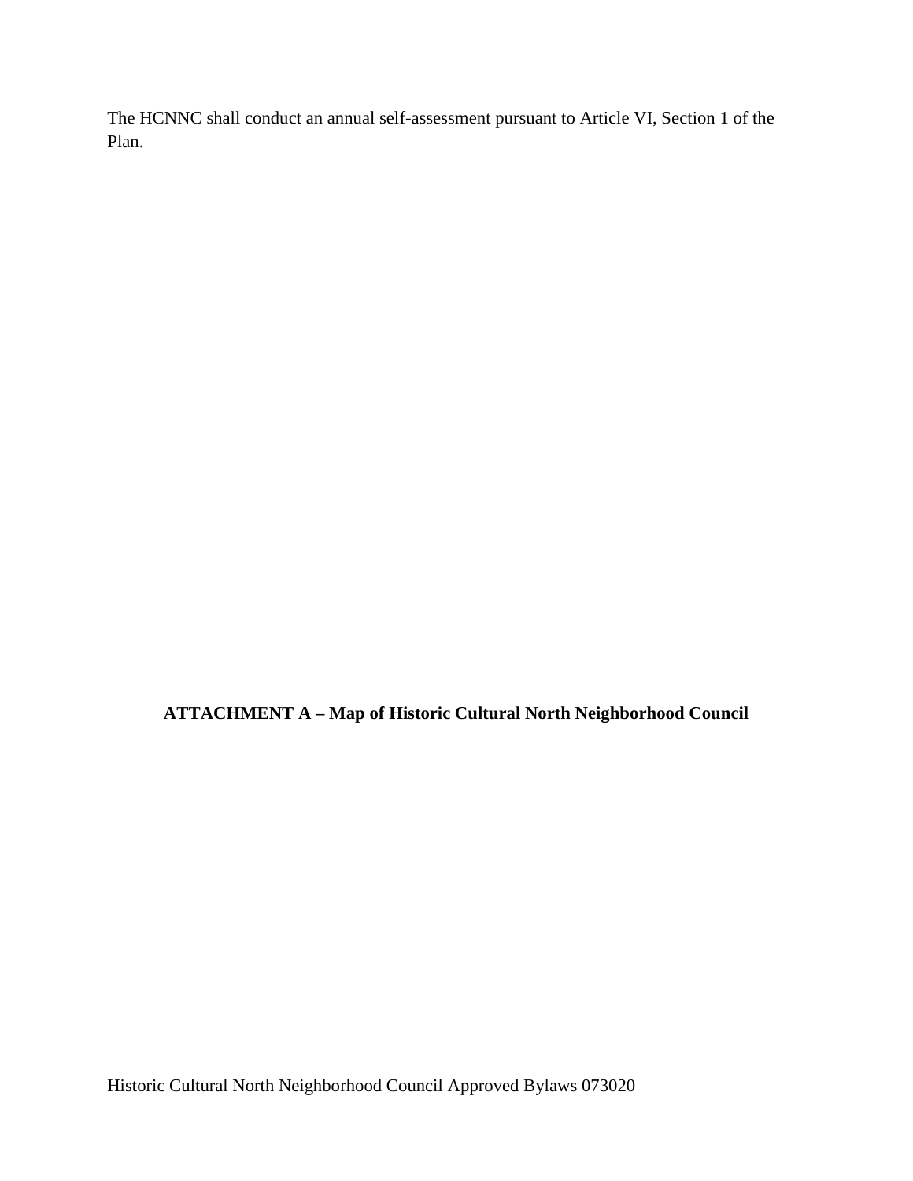The HCNNC shall conduct an annual self-assessment pursuant to Article VI, Section 1 of the Plan.

**ATTACHMENT A – Map of Historic Cultural North Neighborhood Council**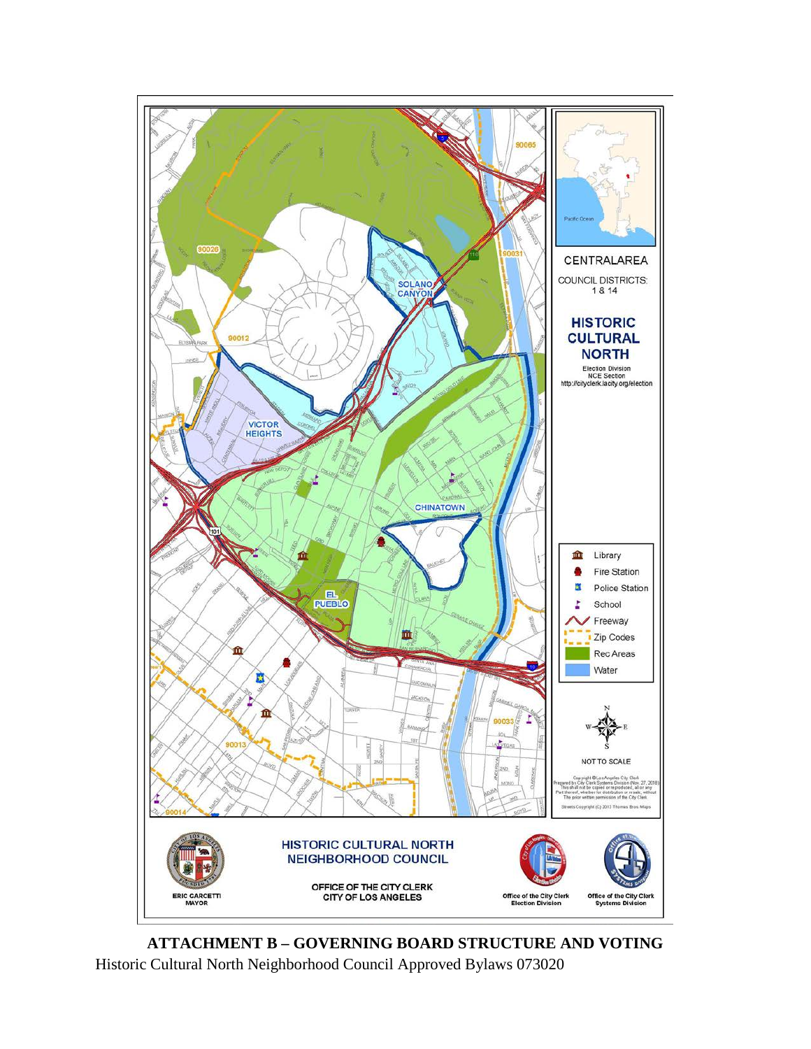CENTRALAREA

COUNCIL DISTRICTS: 1 & 14

**HISTORIC CULTURAL NORTH**

Election Division
NCE Section
http://cityclerk.lacity.org/election

- Library
- Fire Station
- Police Station
- School
- Freeway
- Zip Codes
- Rec Areas
- Water

NOT TO SCALE

Copyright ©Los Angeles City Clerk
Prepared by City Clerk Systems Division (Nov. 27, 2018)
This shall not be copied or reproduced, all or any Part thereof, whether for distribution or resale, without The prior written permission of the City Clerk

Streets Copyright (C) 2013 Thomas Bros Maps

**HISTORIC CULTURAL NORTH NEIGHBORHOOD COUNCIL**

OFFICE OF THE CITY CLERK
CITY OF LOS ANGELES

ERIC GARCETTI
MAYOR

Office of the City Clerk
Election Division

Office of the City Clerk
Systems Division

## ATTACHMENT B – GOVERNING BOARD STRUCTURE AND VOTING

Historic Cultural North Neighborhood Council Approved Bylaws 073020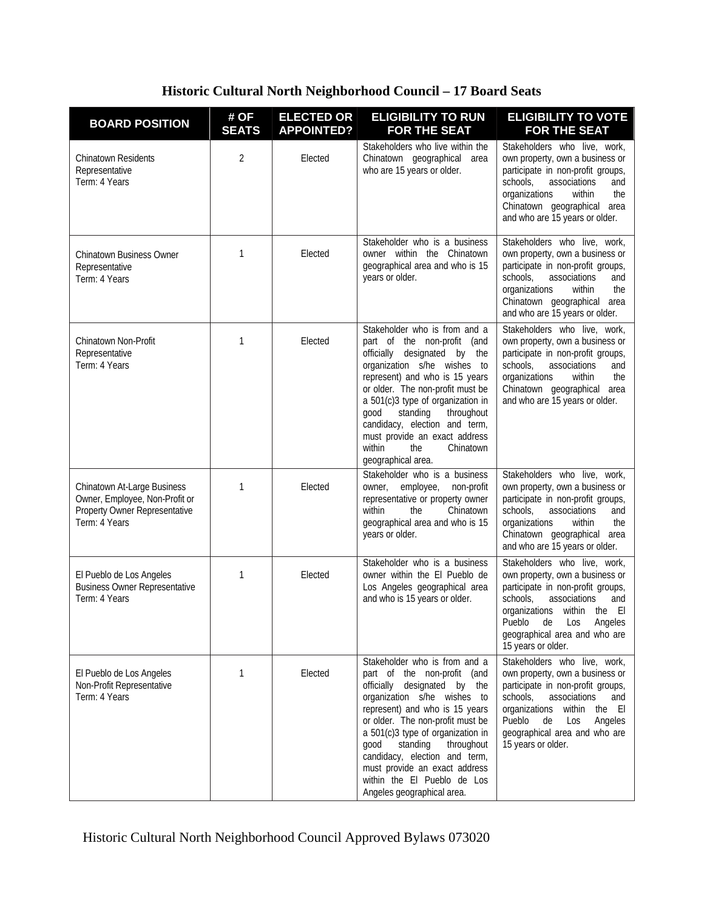## Historic Cultural North Neighborhood Council – 17 Board Seats

| BOARD POSITION | # OF SEATS | ELECTED OR APPOINTED? | ELIGIBILITY TO RUN FOR THE SEAT | ELIGIBILITY TO VOTE FOR THE SEAT |
|---|---|---|---|---|
| Chinatown Residents Representative<br>Term: 4 Years | 2 | Elected | Stakeholders who live within the Chinatown geographical area who are 15 years or older. | Stakeholders who live, work, own property, or participate in non-profit groups, schools, associations and organizations within the Chinatown geographical area and who are 15 years or older. |
| Chinatown Business Owner Representative<br>Term: 4 Years | 1 | Elected | Stakeholder who is a business owner within the Chinatown geographical area and who is 15 years or older. | Stakeholders who live, work, own property, own a business or participate in non-profit groups, schools, associations and organizations within the Chinatown geographical area and who are 15 years or older. |
| Chinatown Non-Profit Representative<br>Term: 4 Years | 1 | Elected | Stakeholder who is from and a part of the non-profit (and officially designated by the organization s/he wishes to represent) and who is 15 years or older. The non-profit must be a 501(c)3 type of organization in good standing throughout candidacy, election and term, must provide an exact address within the Chinatown geographical area. | Stakeholders who live, work, own property, own a business or participate in non-profit groups, schools, associations and organizations within the Chinatown geographical area and who are 15 years or older. |
| Chinatown At-Large Business Owner, Employee, Non-Profit or Property Owner Representative<br>Term: 4 Years | 1 | Elected | Stakeholder who is a business owner, employee, non-profit representative or property owner within the Chinatown geographical area and who is 15 years or older. | Stakeholders who live, work, own property, own a business or participate in non-profit groups, schools, associations and organizations within the Chinatown geographical area and who are 15 years or older. |
| El Pueblo de Los Angeles Business Owner Representative<br>Term: 4 Years | 1 | Elected | Stakeholder who is a business owner within the El Pueblo de Los Angeles geographical area and who is 15 years or older. | Stakeholders who live, work, own property, own a business or participate in non-profit groups, schools, associations and organizations within the El Pueblo de Los Angeles geographical area and who are 15 years or older. |
| El Pueblo de Los Angeles Non-Profit Representative<br>Term: 4 Years | 1 | Elected | Stakeholder who is from and a part of the non-profit (and officially designated by the organization s/he wishes to represent) and who is 15 years or older. The non-profit must be a 501(c)3 type of organization in good standing throughout candidacy, election and term, must provide an exact address within the El Pueblo de Los Angeles geographical area. | Stakeholders who live, work, own property, own a business or participate in non-profit groups, schools, associations and organizations within the El Pueblo de Los Angeles geographical area and who are 15 years or older. |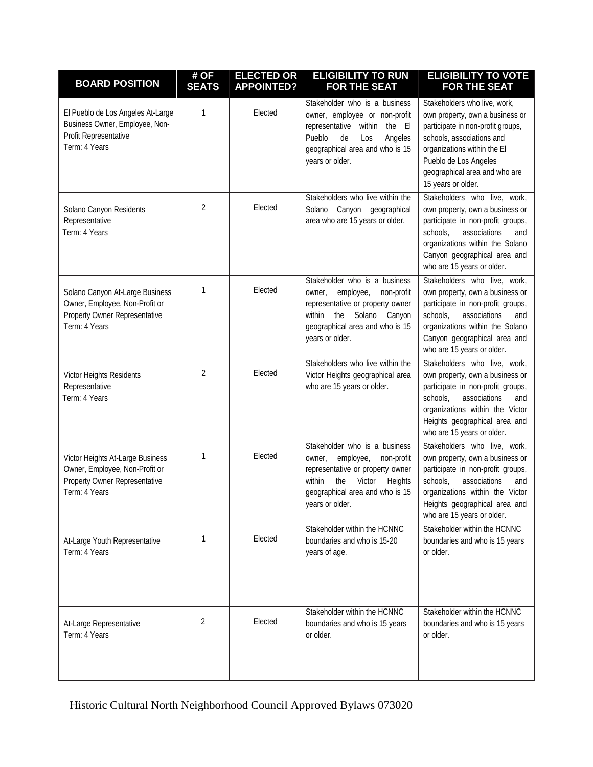| BOARD POSITION | # OF SEATS | ELECTED OR APPOINTED? | ELIGIBILITY TO RUN FOR THE SEAT | ELIGIBILITY TO VOTE FOR THE SEAT |
|---|---|---|---|---|
| El Pueblo de Los Angeles At-Large Business Owner, Employee, Non-Profit Representative<br>Term: 4 Years | 1 | Elected | Stakeholder who is a business owner, employee or non-profit representative within the El Pueblo de Los Angeles geographical area and who is 15 years or older. | Stakeholders who live, work, own property, own a business or participate in non-profit groups, schools, associations and organizations within the El Pueblo de Los Angeles geographical area and who are 15 years or older. |
| Solano Canyon Residents Representative<br>Term: 4 Years | 2 | Elected | Stakeholders who live within the Solano Canyon geographical area who are 15 years or older. | Stakeholders who live, work, own property, own a business or participate in non-profit groups, schools, associations and organizations within the Solano Canyon geographical area and who are 15 years or older. |
| Solano Canyon At-Large Business Owner, Employee, Non-Profit or Property Owner Representative<br>Term: 4 Years | 1 | Elected | Stakeholder who is a business owner, employee, non-profit representative or property owner within the Solano Canyon geographical area and who is 15 years or older. | Stakeholders who live, work, own property, own a business or participate in non-profit groups, schools, associations and organizations within the Solano Canyon geographical area and who are 15 years or older. |
| Victor Heights Residents Representative<br>Term: 4 Years | 2 | Elected | Stakeholders who live within the Victor Heights geographical area who are 15 years or older. | Stakeholders who live, work, own property, own a business or participate in non-profit groups, schools, associations and organizations within the Victor Heights geographical area and who are 15 years or older. |
| Victor Heights At-Large Business Owner, Employee, Non-Profit or Property Owner Representative<br>Term: 4 Years | 1 | Elected | Stakeholder who is a business owner, employee, non-profit representative or property owner within the Victor Heights geographical area and who is 15 years or older. | Stakeholders who live, work, own property, own a business or participate in non-profit groups, schools, associations and organizations within the Victor Heights geographical area and who are 15 years or older. |
| At-Large Youth Representative<br>Term: 4 Years | 1 | Elected | Stakeholder within the HCNNC boundaries and who is 15-20 years of age. | Stakeholder within the HCNNC boundaries and who is 15 years or older. |
| At-Large Representative<br>Term: 4 Years | 2 | Elected | Stakeholder within the HCNNC boundaries and who is 15 years or older. | Stakeholder within the HCNNC boundaries and who is 15 years or older. |

Historic Cultural North Neighborhood Council Approved Bylaws 073020